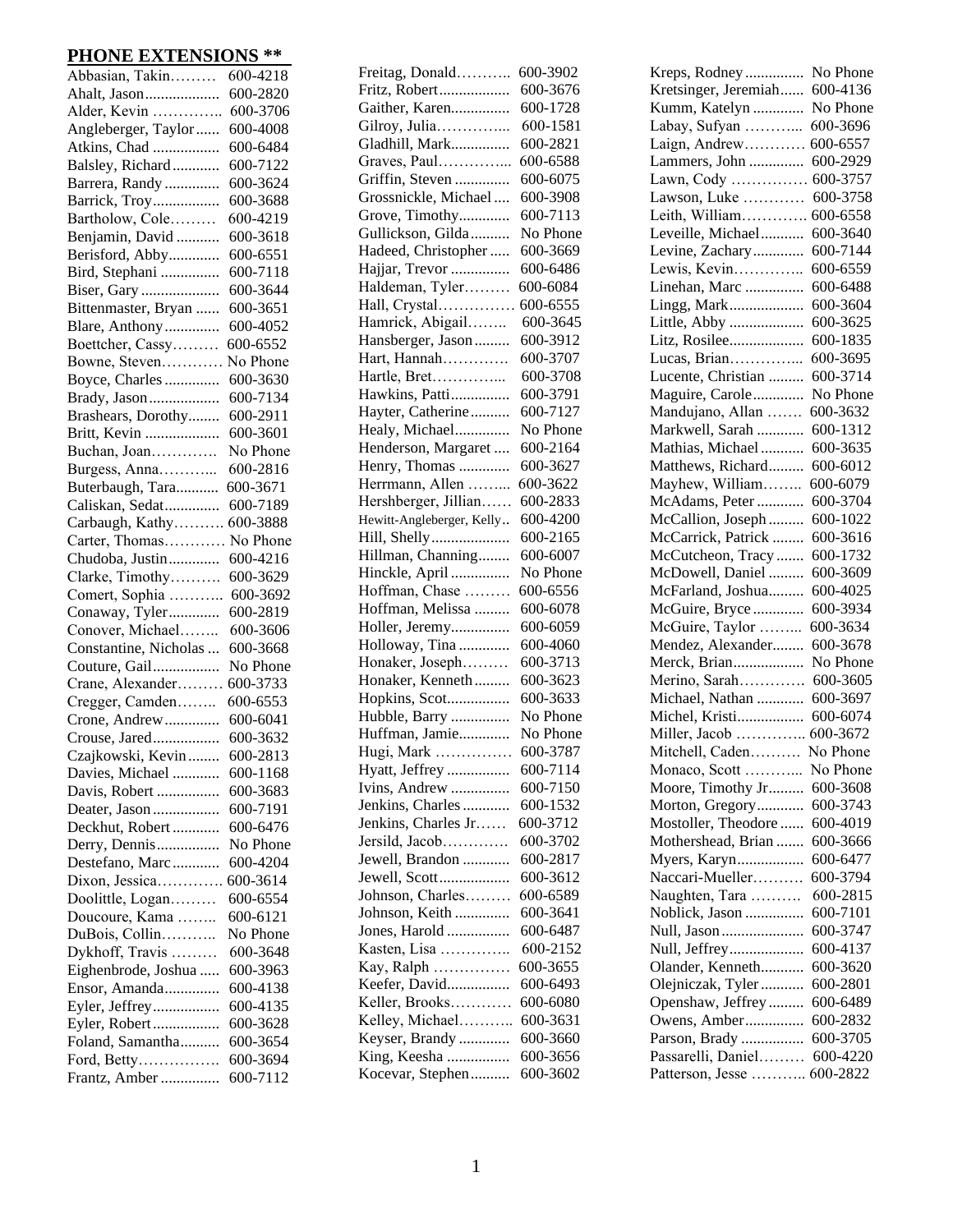## PHONE EXTENSIONS **

| Name | Extension |
| --- | --- |
| Abbasian, Takin | 600-4218 |
| Ahalt, Jason | 600-2820 |
| Alder, Kevin | 600-3706 |
| Angleberger, Taylor | 600-4008 |
| Atkins, Chad | 600-6484 |
| Balsley, Richard | 600-7122 |
| Barrera, Randy | 600-3624 |
| Barrick, Troy | 600-3688 |
| Bartholow, Cole | 600-4219 |
| Benjamin, David | 600-3618 |
| Berisford, Abby | 600-6551 |
| Bird, Stephani | 600-7118 |
| Biser, Gary | 600-3644 |
| Bittenmaster, Bryan | 600-3651 |
| Blare, Anthony | 600-4052 |
| Boettcher, Cassy | 600-6552 |
| Bowne, Steven | No Phone |
| Boyce, Charles | 600-3630 |
| Brady, Jason | 600-7134 |
| Brashears, Dorothy | 600-2911 |
| Britt, Kevin | 600-3601 |
| Buchan, Joan | No Phone |
| Burgess, Anna | 600-2816 |
| Buterbaugh, Tara | 600-3671 |
| Caliskan, Sedat | 600-7189 |
| Carbaugh, Kathy | 600-3888 |
| Carter, Thomas | No Phone |
| Chudoba, Justin | 600-4216 |
| Clarke, Timothy | 600-3629 |
| Comert, Sophia | 600-3692 |
| Conaway, Tyler | 600-2819 |
| Conover, Michael | 600-3606 |
| Constantine, Nicholas | 600-3668 |
| Couture, Gail | No Phone |
| Crane, Alexander | 600-3733 |
| Cregger, Camden | 600-6553 |
| Crone, Andrew | 600-6041 |
| Crouse, Jared | 600-3632 |
| Czajkowski, Kevin | 600-2813 |
| Davies, Michael | 600-1168 |
| Davis, Robert | 600-3683 |
| Deater, Jason | 600-7191 |
| Deckhut, Robert | 600-6476 |
| Derry, Dennis | No Phone |
| Destefano, Marc | 600-4204 |
| Dixon, Jessica | 600-3614 |
| Doolittle, Logan | 600-6554 |
| Doucoure, Kama | 600-6121 |
| DuBois, Collin | No Phone |
| Dykhoff, Travis | 600-3648 |
| Eighenbrode, Joshua | 600-3963 |
| Ensor, Amanda | 600-4138 |
| Eyler, Jeffrey | 600-4135 |
| Eyler, Robert | 600-3628 |
| Foland, Samantha | 600-3654 |
| Ford, Betty | 600-3694 |
| Frantz, Amber | 600-7112 |
| Freitag, Donald | 600-3902 |
| Fritz, Robert | 600-3676 |
| Gaither, Karen | 600-1728 |
| Gilroy, Julia | 600-1581 |
| Gladhill, Mark | 600-2821 |
| Graves, Paul | 600-6588 |
| Griffin, Steven | 600-6075 |
| Grossnickle, Michael | 600-3908 |
| Grove, Timothy | 600-7113 |
| Gullickson, Gilda | No Phone |
| Hadeed, Christopher | 600-3669 |
| Hajjar, Trevor | 600-6486 |
| Haldeman, Tyler | 600-6084 |
| Hall, Crystal | 600-6555 |
| Hamrick, Abigail | 600-3645 |
| Hansberger, Jason | 600-3912 |
| Hart, Hannah | 600-3707 |
| Hartle, Bret | 600-3708 |
| Hawkins, Patti | 600-3791 |
| Hayter, Catherine | 600-7127 |
| Healy, Michael | No Phone |
| Henderson, Margaret | 600-2164 |
| Henry, Thomas | 600-3627 |
| Herrmann, Allen | 600-3622 |
| Hershberger, Jillian | 600-2833 |
| Hewitt-Angleberger, Kelly | 600-4200 |
| Hill, Shelly | 600-2165 |
| Hillman, Channing | 600-6007 |
| Hinckle, April | No Phone |
| Hoffman, Chase | 600-6556 |
| Hoffman, Melissa | 600-6078 |
| Holler, Jeremy | 600-6059 |
| Holloway, Tina | 600-4060 |
| Honaker, Joseph | 600-3713 |
| Honaker, Kenneth | 600-3623 |
| Hopkins, Scot | 600-3633 |
| Hubble, Barry | No Phone |
| Huffman, Jamie | No Phone |
| Hugi, Mark | 600-3787 |
| Hyatt, Jeffrey | 600-7114 |
| Ivins, Andrew | 600-7150 |
| Jenkins, Charles | 600-1532 |
| Jenkins, Charles Jr | 600-3712 |
| Jersild, Jacob | 600-3702 |
| Jewell, Brandon | 600-2817 |
| Jewell, Scott | 600-3612 |
| Johnson, Charles | 600-6589 |
| Johnson, Keith | 600-3641 |
| Jones, Harold | 600-6487 |
| Kasten, Lisa | 600-2152 |
| Kay, Ralph | 600-3655 |
| Keefer, David | 600-6493 |
| Keller, Brooks | 600-6080 |
| Kelley, Michael | 600-3631 |
| Keyser, Brandy | 600-3660 |
| King, Keesha | 600-3656 |
| Kocevar, Stephen | 600-3602 |
| Kreps, Rodney | No Phone |
| Kretsinger, Jeremiah | 600-4136 |
| Kumm, Katelyn | No Phone |
| Labay, Sufyan | 600-3696 |
| Laign, Andrew | 600-6557 |
| Lammers, John | 600-2929 |
| Lawn, Cody | 600-3757 |
| Lawson, Luke | 600-3758 |
| Leith, William | 600-6558 |
| Leveille, Michael | 600-3640 |
| Levine, Zachary | 600-7144 |
| Lewis, Kevin | 600-6559 |
| Linehan, Marc | 600-6488 |
| Lingg, Mark | 600-3604 |
| Little, Abby | 600-3625 |
| Litz, Rosilee | 600-1835 |
| Lucas, Brian | 600-3695 |
| Lucente, Christian | 600-3714 |
| Maguire, Carole | No Phone |
| Mandujano, Allan | 600-3632 |
| Markwell, Sarah | 600-1312 |
| Mathias, Michael | 600-3635 |
| Matthews, Richard | 600-6012 |
| Mayhew, William | 600-6079 |
| McAdams, Peter | 600-3704 |
| McCallion, Joseph | 600-1022 |
| McCarrick, Patrick | 600-3616 |
| McCutcheon, Tracy | 600-1732 |
| McDowell, Daniel | 600-3609 |
| McFarland, Joshua | 600-4025 |
| McGuire, Bryce | 600-3934 |
| McGuire, Taylor | 600-3634 |
| Mendez, Alexander | 600-3678 |
| Merck, Brian | No Phone |
| Merino, Sarah | 600-3605 |
| Michael, Nathan | 600-3697 |
| Michel, Kristi | 600-6074 |
| Miller, Jacob | 600-3672 |
| Mitchell, Caden | No Phone |
| Monaco, Scott | No Phone |
| Moore, Timothy Jr | 600-3608 |
| Morton, Gregory | 600-3743 |
| Mostoller, Theodore | 600-4019 |
| Mothershead, Brian | 600-3666 |
| Myers, Karyn | 600-6477 |
| Naccari-Mueller | 600-3794 |
| Naughten, Tara | 600-2815 |
| Noblick, Jason | 600-7101 |
| Null, Jason | 600-3747 |
| Null, Jeffrey | 600-4137 |
| Olander, Kenneth | 600-3620 |
| Olejniczak, Tyler | 600-2801 |
| Openshaw, Jeffrey | 600-6489 |
| Owens, Amber | 600-2832 |
| Parson, Brady | 600-3705 |
| Passarelli, Daniel | 600-4220 |
| Patterson, Jesse | 600-2822 |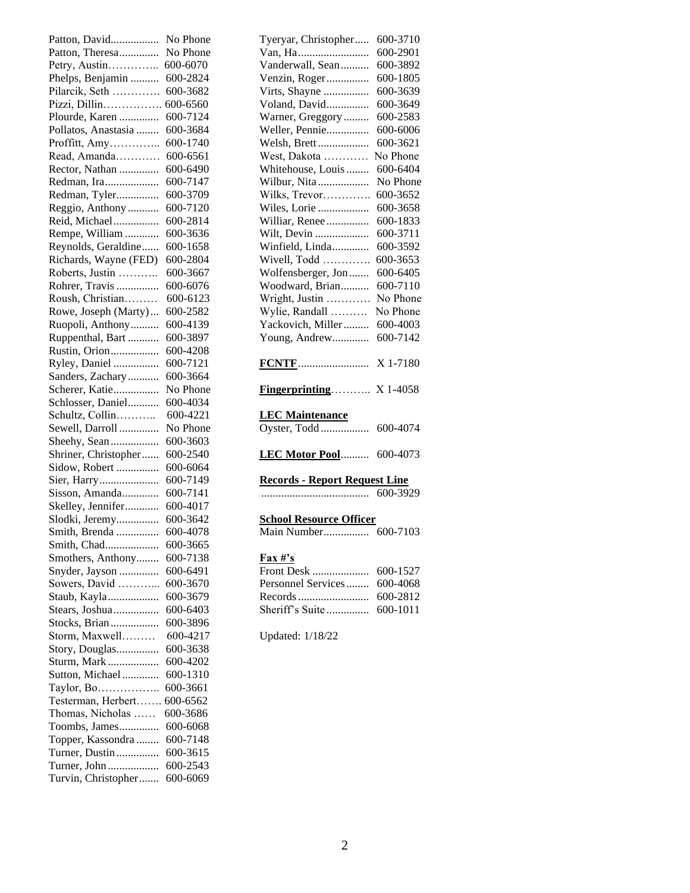| | |
|---|---|
| Patton, David | No Phone |
| Patton, Theresa | No Phone |
| Petry, Austin | 600-6070 |
| Phelps, Benjamin | 600-2824 |
| Pilarcik, Seth | 600-3682 |
| Pizzi, Dillin | 600-6560 |
| Plourde, Karen | 600-7124 |
| Pollatos, Anastasia | 600-3684 |
| Proffitt, Amy | 600-1740 |
| Read, Amanda | 600-6561 |
| Rector, Nathan | 600-6490 |
| Redman, Ira | 600-7147 |
| Redman, Tyler | 600-3709 |
| Reggio, Anthony | 600-7120 |
| Reid, Michael | 600-2814 |
| Rempe, William | 600-3636 |
| Reynolds, Geraldine | 600-1658 |
| Richards, Wayne (FED) | 600-2804 |
| Roberts, Justin | 600-3667 |
| Rohrer, Travis | 600-6076 |
| Roush, Christian | 600-6123 |
| Rowe, Joseph (Marty) | 600-2582 |
| Ruopoli, Anthony | 600-4139 |
| Ruppenthal, Bart | 600-3897 |
| Rustin, Orion | 600-4208 |
| Ryley, Daniel | 600-7121 |
| Sanders, Zachary | 600-3664 |
| Scherer, Katie | No Phone |
| Schlosser, Daniel | 600-4034 |
| Schultz, Collin | 600-4221 |
| Sewell, Darroll | No Phone |
| Sheehy, Sean | 600-3603 |
| Shriner, Christopher | 600-2540 |
| Sidow, Robert | 600-6064 |
| Sier, Harry | 600-7149 |
| Sisson, Amanda | 600-7141 |
| Skelley, Jennifer | 600-4017 |
| Slodki, Jeremy | 600-3642 |
| Smith, Brenda | 600-4078 |
| Smith, Chad | 600-3665 |
| Smothers, Anthony | 600-7138 |
| Snyder, Jayson | 600-6491 |
| Sowers, David | 600-3670 |
| Staub, Kayla | 600-3679 |
| Stears, Joshua | 600-6403 |
| Stocks, Brian | 600-3896 |
| Storm, Maxwell | 600-4217 |
| Story, Douglas | 600-3638 |
| Sturm, Mark | 600-4202 |
| Sutton, Michael | 600-1310 |
| Taylor, Bo | 600-3661 |
| Testerman, Herbert | 600-6562 |
| Thomas, Nicholas | 600-3686 |
| Toombs, James | 600-6068 |
| Topper, Kassondra | 600-7148 |
| Turner, Dustin | 600-3615 |
| Turner, John | 600-2543 |
| Turvin, Christopher | 600-6069 |
| Tyeryar, Christopher | 600-3710 |
| Van, Ha | 600-2901 |
| Vanderwall, Sean | 600-3892 |
| Venzin, Roger | 600-1805 |
| Virts, Shayne | 600-3639 |
| Voland, David | 600-3649 |
| Warner, Greggory | 600-2583 |
| Weller, Pennie | 600-6006 |
| Welsh, Brett | 600-3621 |
| West, Dakota | No Phone |
| Whitehouse, Louis | 600-6404 |
| Wilbur, Nita | No Phone |
| Wilks, Trevor | 600-3652 |
| Wiles, Lorie | 600-3658 |
| Williar, Renee | 600-1833 |
| Wilt, Devin | 600-3711 |
| Winfield, Linda | 600-3592 |
| Wivell, Todd | 600-3653 |
| Wolfensberger, Jon | 600-6405 |
| Woodward, Brian | 600-7110 |
| Wright, Justin | No Phone |
| Wylie, Randall | No Phone |
| Yackovich, Miller | 600-4003 |
| Young, Andrew | 600-7142 |

**FCNTF** ......................... X 1-7180

**Fingerprinting**........... X 1-4058

**LEC Maintenance**

Oyster, Todd ................. 600-4074

**LEC Motor Pool**.......... 600-4073

**Records - Report Request Line**

...................................... 600-3929

**School Resource Officer**

Main Number................ 600-7103

**Fax #'s**

| | |
|---|---|
| Front Desk | 600-1527 |
| Personnel Services | 600-4068 |
| Records | 600-2812 |
| Sheriff's Suite | 600-1011 |

Updated: 1/18/22